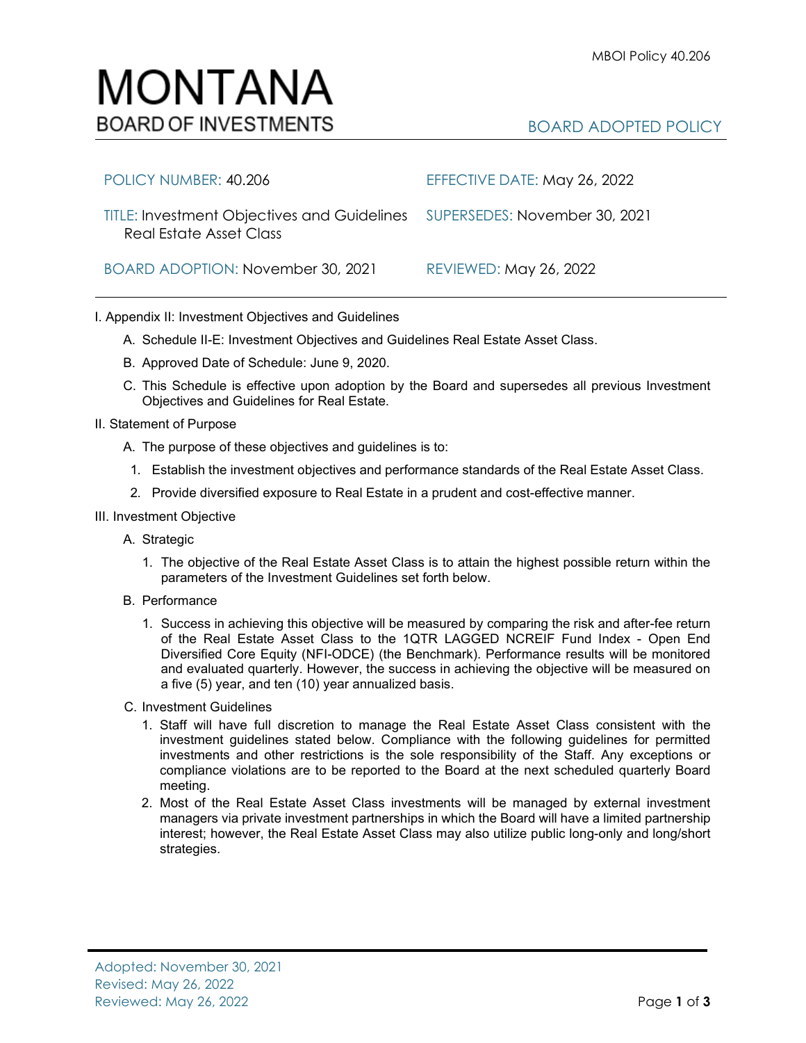MBOI Policy 40.206

# MONTANA
BOARD OF INVESTMENTS

BOARD ADOPTED POLICY

| | |
|---|---|
| POLICY NUMBER: 40.206 | EFFECTIVE DATE: May 26, 2022 |
| TITLE: Investment Objectives and Guidelines Real Estate Asset Class | SUPERSEDES: November 30, 2021 |
| BOARD ADOPTION: November 30, 2021 | REVIEWED: May 26, 2022 |

I. Appendix II: Investment Objectives and Guidelines

A. Schedule II-E: Investment Objectives and Guidelines Real Estate Asset Class.

B. Approved Date of Schedule: June 9, 2020.

C. This Schedule is effective upon adoption by the Board and supersedes all previous Investment Objectives and Guidelines for Real Estate.

II. Statement of Purpose

A. The purpose of these objectives and guidelines is to:

1. Establish the investment objectives and performance standards of the Real Estate Asset Class.
2. Provide diversified exposure to Real Estate in a prudent and cost-effective manner.

III. Investment Objective

A. Strategic

1. The objective of the Real Estate Asset Class is to attain the highest possible return within the parameters of the Investment Guidelines set forth below.

B. Performance

1. Success in achieving this objective will be measured by comparing the risk and after-fee return of the Real Estate Asset Class to the 1QTR LAGGED NCREIF Fund Index - Open End Diversified Core Equity (NFI-ODCE) (the Benchmark). Performance results will be monitored and evaluated quarterly. However, the success in achieving the objective will be measured on a five (5) year, and ten (10) year annualized basis.

C. Investment Guidelines

1. Staff will have full discretion to manage the Real Estate Asset Class consistent with the investment guidelines stated below. Compliance with the following guidelines for permitted investments and other restrictions is the sole responsibility of the Staff. Any exceptions or compliance violations are to be reported to the Board at the next scheduled quarterly Board meeting.
2. Most of the Real Estate Asset Class investments will be managed by external investment managers via private investment partnerships in which the Board will have a limited partnership interest; however, the Real Estate Asset Class may also utilize public long-only and long/short strategies.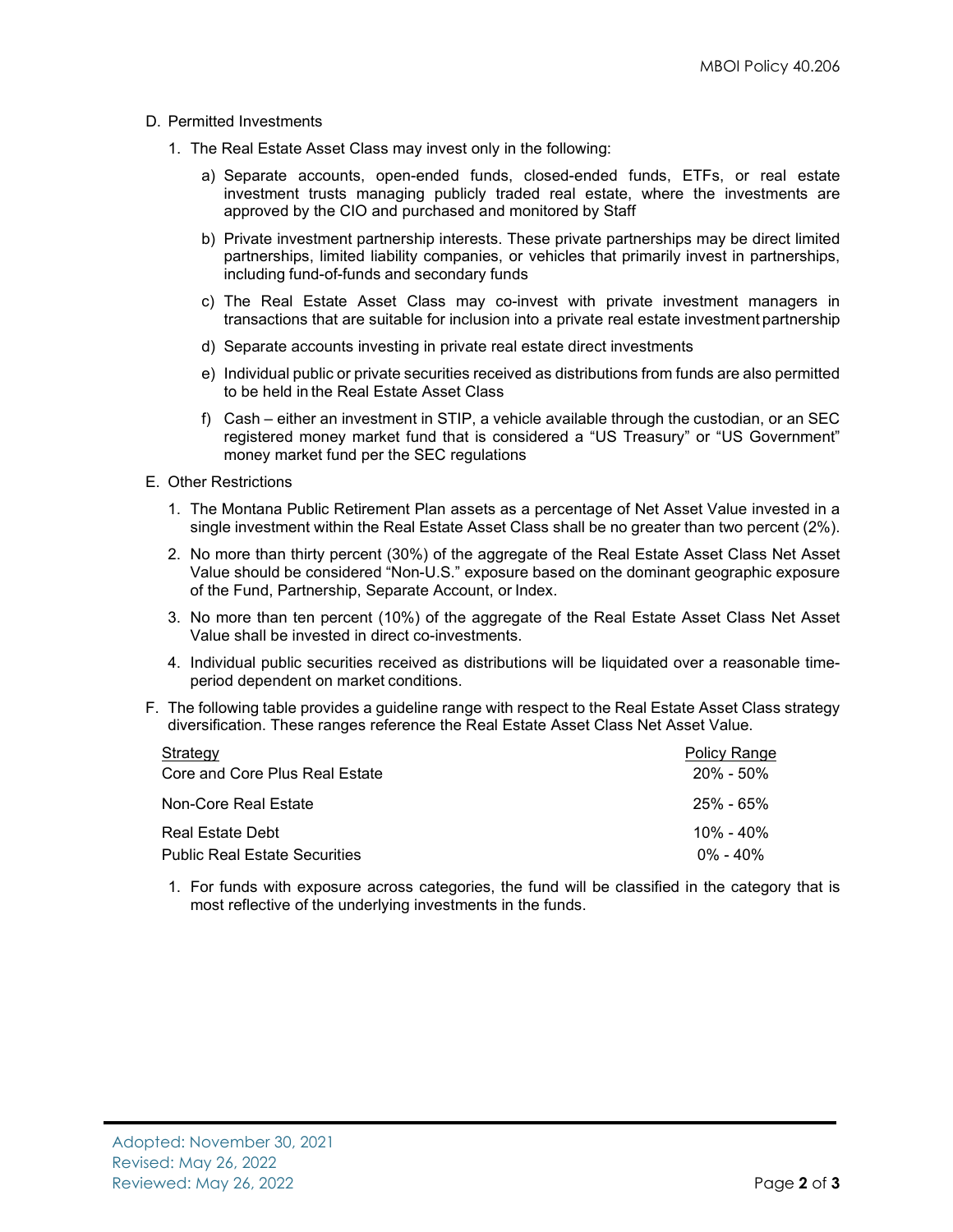D. Permitted Investments

1. The Real Estate Asset Class may invest only in the following:

   a) Separate accounts, open-ended funds, closed-ended funds, ETFs, or real estate investment trusts managing publicly traded real estate, where the investments are approved by the CIO and purchased and monitored by Staff

   b) Private investment partnership interests. These private partnerships may be direct limited partnerships, limited liability companies, or vehicles that primarily invest in partnerships, including fund-of-funds and secondary funds

   c) The Real Estate Asset Class may co-invest with private investment managers in transactions that are suitable for inclusion into a private real estate investment partnership

   d) Separate accounts investing in private real estate direct investments

   e) Individual public or private securities received as distributions from funds are also permitted to be held in the Real Estate Asset Class

   f) Cash – either an investment in STIP, a vehicle available through the custodian, or an SEC registered money market fund that is considered a "US Treasury" or "US Government" money market fund per the SEC regulations

E. Other Restrictions

1. The Montana Public Retirement Plan assets as a percentage of Net Asset Value invested in a single investment within the Real Estate Asset Class shall be no greater than two percent (2%).
2. No more than thirty percent (30%) of the aggregate of the Real Estate Asset Class Net Asset Value should be considered "Non-U.S." exposure based on the dominant geographic exposure of the Fund, Partnership, Separate Account, or Index.
3. No more than ten percent (10%) of the aggregate of the Real Estate Asset Class Net Asset Value shall be invested in direct co-investments.
4. Individual public securities received as distributions will be liquidated over a reasonable time-period dependent on market conditions.

F. The following table provides a guideline range with respect to the Real Estate Asset Class strategy diversification. These ranges reference the Real Estate Asset Class Net Asset Value.

| Strategy | Policy Range |
|---|---|
| Core and Core Plus Real Estate | 20% - 50% |
| Non-Core Real Estate | 25% - 65% |
| Real Estate Debt | 10% - 40% |
| Public Real Estate Securities | 0% - 40% |

1. For funds with exposure across categories, the fund will be classified in the category that is most reflective of the underlying investments in the funds.

Adopted: November 30, 2021
Revised: May 26, 2022
Reviewed: May 26, 2022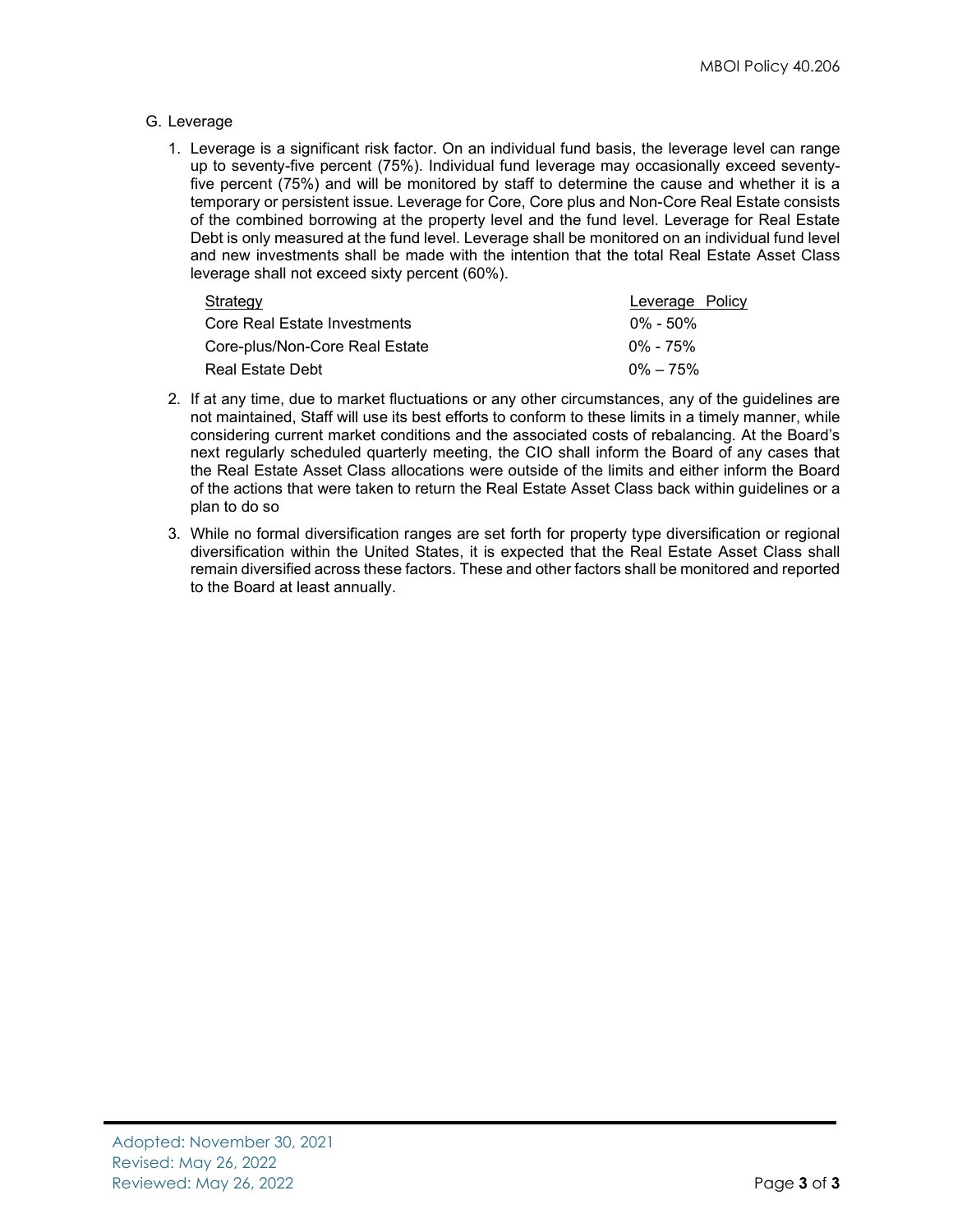G. Leverage

1. Leverage is a significant risk factor. On an individual fund basis, the leverage level can range up to seventy-five percent (75%). Individual fund leverage may occasionally exceed seventy-five percent (75%) and will be monitored by staff to determine the cause and whether it is a temporary or persistent issue. Leverage for Core, Core plus and Non-Core Real Estate consists of the combined borrowing at the property level and the fund level. Leverage for Real Estate Debt is only measured at the fund level. Leverage shall be monitored on an individual fund level and new investments shall be made with the intention that the total Real Estate Asset Class leverage shall not exceed sixty percent (60%).

| Strategy | Leverage Policy |
|---|---|
| Core Real Estate Investments | 0% - 50% |
| Core-plus/Non-Core Real Estate | 0% - 75% |
| Real Estate Debt | 0% – 75% |

2. If at any time, due to market fluctuations or any other circumstances, any of the guidelines are not maintained, Staff will use its best efforts to conform to these limits in a timely manner, while considering current market conditions and the associated costs of rebalancing. At the Board's next regularly scheduled quarterly meeting, the CIO shall inform the Board of any cases that the Real Estate Asset Class allocations were outside of the limits and either inform the Board of the actions that were taken to return the Real Estate Asset Class back within guidelines or a plan to do so

3. While no formal diversification ranges are set forth for property type diversification or regional diversification within the United States, it is expected that the Real Estate Asset Class shall remain diversified across these factors. These and other factors shall be monitored and reported to the Board at least annually.

Adopted: November 30, 2021
Revised: May 26, 2022
Reviewed: May 26, 2022